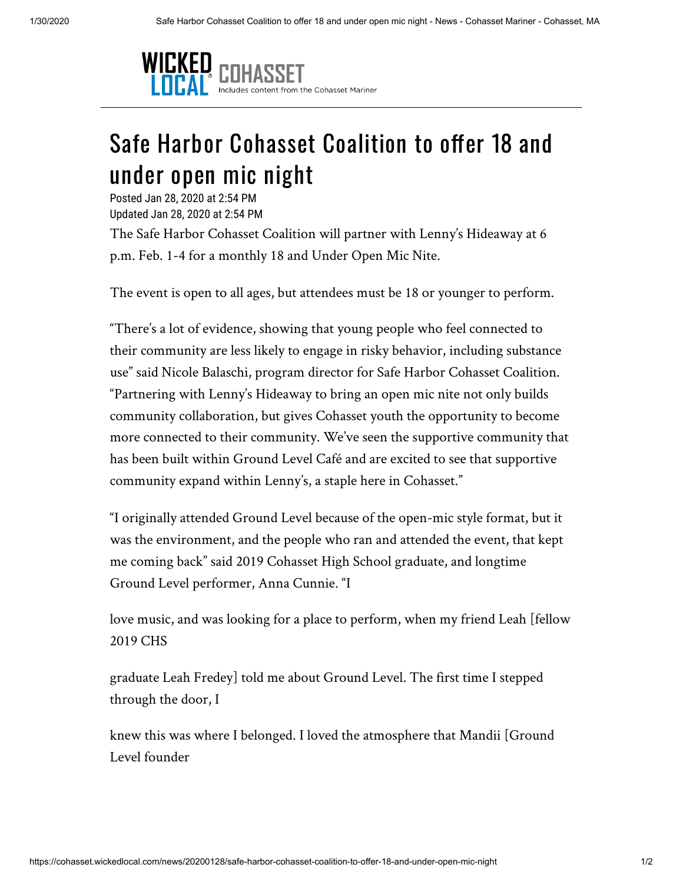WICKED LOCAL COHASSET
Includes content from the Cohasset Mariner

# Safe Harbor Cohasset Coalition to offer 18 and under open mic night

Posted Jan 28, 2020 at 2:54 PM
Updated Jan 28, 2020 at 2:54 PM

The Safe Harbor Cohasset Coalition will partner with Lenny's Hideaway at 6 p.m. Feb. 1-4 for a monthly 18 and Under Open Mic Nite.

The event is open to all ages, but attendees must be 18 or younger to perform.

"There's a lot of evidence, showing that young people who feel connected to their community are less likely to engage in risky behavior, including substance use" said Nicole Balaschi, program director for Safe Harbor Cohasset Coalition. "Partnering with Lenny's Hideaway to bring an open mic nite not only builds community collaboration, but gives Cohasset youth the opportunity to become more connected to their community. We've seen the supportive community that has been built within Ground Level Café and are excited to see that supportive community expand within Lenny's, a staple here in Cohasset."

"I originally attended Ground Level because of the open-mic style format, but it was the environment, and the people who ran and attended the event, that kept me coming back" said 2019 Cohasset High School graduate, and longtime Ground Level performer, Anna Cunnie. "I

love music, and was looking for a place to perform, when my friend Leah [fellow 2019 CHS

graduate Leah Fredey] told me about Ground Level. The first time I stepped through the door, I

knew this was where I belonged. I loved the atmosphere that Mandii [Ground Level founder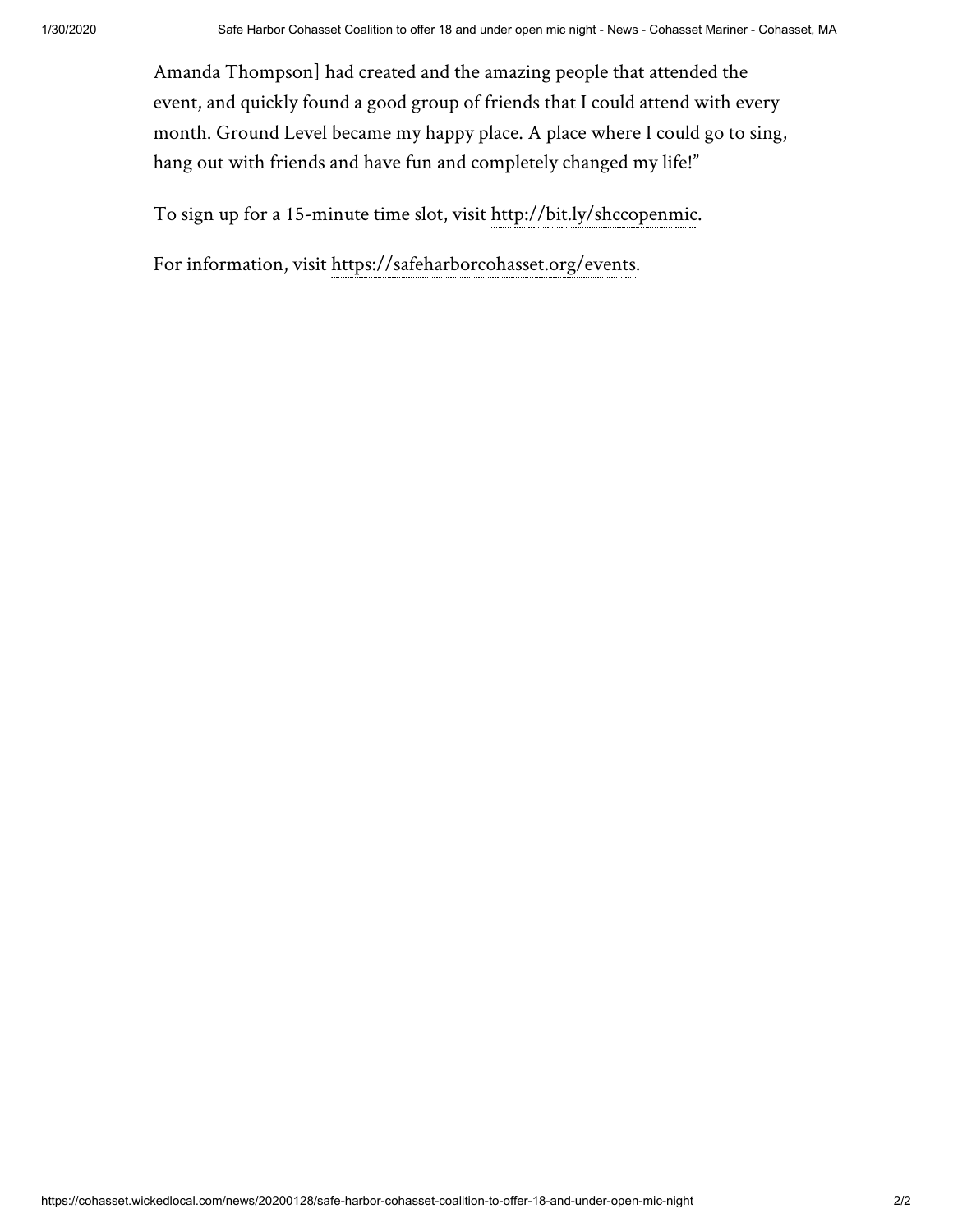Amanda Thompson] had created and the amazing people that attended the event, and quickly found a good group of friends that I could attend with every month. Ground Level became my happy place. A place where I could go to sing, hang out with friends and have fun and completely changed my life!"

To sign up for a 15-minute time slot, visit http://bit.ly/shccopenmic.

For information, visit https://safeharborcohasset.org/events.